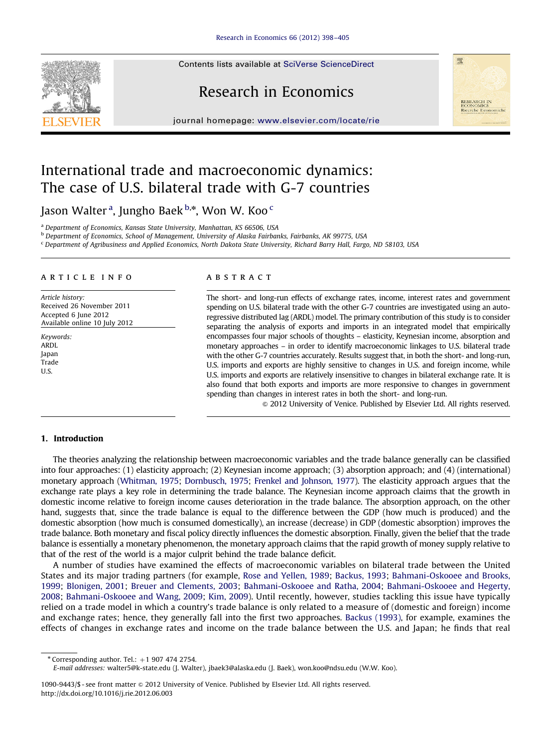# International trade and macroeconomic dynamics: The case of U.S. bilateral trade with G-7 countries

Jason Walter [a], Jungho Baek [b,*], Won W. Koo [c]

[a] Department of Economics, Kansas State University, Manhattan, KS 66506, USA

[b] Department of Economics, School of Management, University of Alaska Fairbanks, Fairbanks, AK 99775, USA

[c] Department of Agribusiness and Applied Economics, North Dakota State University, Richard Barry Hall, Fargo, ND 58103, USA

## ARTICLE INFO

*Article history:*
Received 26 November 2011
Accepted 6 June 2012
Available online 10 July 2012

*Keywords:*
ARDL
Japan
Trade
U.S.

## ABSTRACT

The short- and long-run effects of exchange rates, income, interest rates and government spending on U.S. bilateral trade with the other G-7 countries are investigated using an autoregressive distributed lag (ARDL) model. The primary contribution of this study is to consider separating the analysis of exports and imports in an integrated model that empirically encompasses four major schools of thoughts – elasticity, Keynesian income, absorption and monetary approaches – in order to identify macroeconomic linkages to U.S. bilateral trade with the other G-7 countries accurately. Results suggest that, in both the short- and long-run, U.S. imports and exports are highly sensitive to changes in U.S. and foreign income, while U.S. imports and exports are relatively insensitive to changes in bilateral exchange rate. It is also found that both exports and imports are more responsive to changes in government spending than changes in interest rates in both the short- and long-run.

© 2012 University of Venice. Published by Elsevier Ltd. All rights reserved.

## 1. Introduction

The theories analyzing the relationship between macroeconomic variables and the trade balance generally can be classified into four approaches: (1) elasticity approach; (2) Keynesian income approach; (3) absorption approach; and (4) (international) monetary approach (Whitman, 1975; Dornbusch, 1975; Frenkel and Johnson, 1977). The elasticity approach argues that the exchange rate plays a key role in determining the trade balance. The Keynesian income approach claims that the growth in domestic income relative to foreign income causes deterioration in the trade balance. The absorption approach, on the other hand, suggests that, since the trade balance is equal to the difference between the GDP (how much is produced) and the domestic absorption (how much is consumed domestically), an increase (decrease) in GDP (domestic absorption) improves the trade balance. Both monetary and fiscal policy directly influences the domestic absorption. Finally, given the belief that the trade balance is essentially a monetary phenomenon, the monetary approach claims that the rapid growth of money supply relative to that of the rest of the world is a major culprit behind the trade balance deficit.

A number of studies have examined the effects of macroeconomic variables on bilateral trade between the United States and its major trading partners (for example, Rose and Yellen, 1989; Backus, 1993; Bahmani-Oskooee and Brooks, 1999; Blonigen, 2001; Breuer and Clements, 2003; Bahmani-Oskooee and Ratha, 2004; Bahmani-Oskooee and Hegerty, 2008; Bahmani-Oskooee and Wang, 2009; Kim, 2009). Until recently, however, studies tackling this issue have typically relied on a trade model in which a country's trade balance is only related to a measure of (domestic and foreign) income and exchange rates; hence, they generally fall into the first two approaches. Backus (1993), for example, examines the effects of changes in exchange rates and income on the trade balance between the U.S. and Japan; he finds that real

* Corresponding author. Tel.: +1 907 474 2754.
E-mail addresses: walter5@k-state.edu (J. Walter), jbaek3@alaska.edu (J. Baek), won.koo@ndsu.edu (W.W. Koo).

1090-9443/$ - see front matter © 2012 University of Venice. Published by Elsevier Ltd. All rights reserved.
http://dx.doi.org/10.1016/j.rie.2012.06.003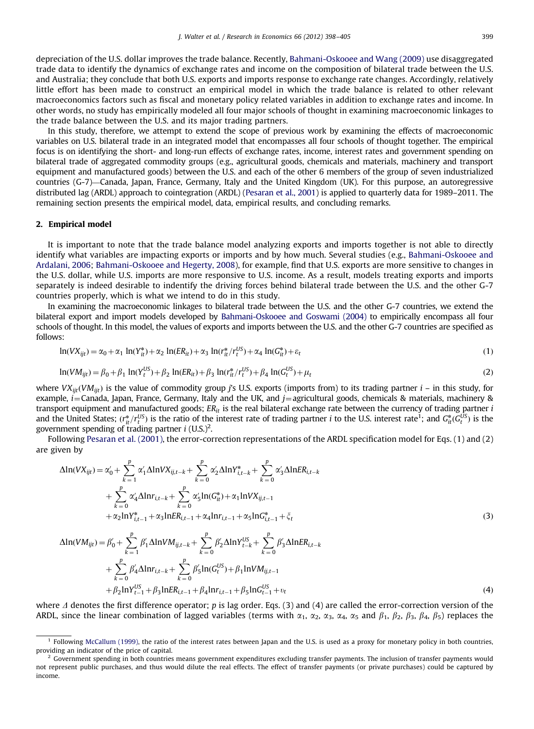depreciation of the U.S. dollar improves the trade balance. Recently, Bahmani-Oskooee and Wang (2009) use disaggregated trade data to identify the dynamics of exchange rates and income on the composition of bilateral trade between the U.S. and Australia; they conclude that both U.S. exports and imports response to exchange rate changes. Accordingly, relatively little effort has been made to construct an empirical model in which the trade balance is related to other relevant macroeconomics factors such as fiscal and monetary policy related variables in addition to exchange rates and income. In other words, no study has empirically modeled all four major schools of thought in examining macroeconomic linkages to the trade balance between the U.S. and its major trading partners.

In this study, therefore, we attempt to extend the scope of previous work by examining the effects of macroeconomic variables on U.S. bilateral trade in an integrated model that encompasses all four schools of thought together. The empirical focus is on identifying the short- and long-run effects of exchange rates, income, interest rates and government spending on bilateral trade of aggregated commodity groups (e.g., agricultural goods, chemicals and materials, machinery and transport equipment and manufactured goods) between the U.S. and each of the other 6 members of the group of seven industrialized countries (G-7)—Canada, Japan, France, Germany, Italy and the United Kingdom (UK). For this purpose, an autoregressive distributed lag (ARDL) approach to cointegration (ARDL) (Pesaran et al., 2001) is applied to quarterly data for 1989–2011. The remaining section presents the empirical model, data, empirical results, and concluding remarks.

## 2. Empirical model

It is important to note that the trade balance model analyzing exports and imports together is not able to directly identify what variables are impacting exports or imports and by how much. Several studies (e.g., Bahmani-Oskooee and Ardalani, 2006; Bahmani-Oskooee and Hegerty, 2008), for example, find that U.S. exports are more sensitive to changes in the U.S. dollar, while U.S. imports are more responsive to U.S. income. As a result, models treating exports and imports separately is indeed desirable to indentify the driving forces behind bilateral trade between the U.S. and the other G-7 countries properly, which is what we intend to do in this study.

In examining the macroeconomic linkages to bilateral trade between the U.S. and the other G-7 countries, we extend the bilateral export and import models developed by Bahmani-Oskooee and Goswami (2004) to empirically encompass all four schools of thought. In this model, the values of exports and imports between the U.S. and the other G-7 countries are specified as follows:

$$\ln(VX_{ijt}) = \alpha_0 + \alpha_1 \ln(Y_{it}^{*}) + \alpha_2 \ln(ER_{it}) + \alpha_3 \ln(r_{it}^{*}/r_t^{US}) + \alpha_4 \ln(G_{it}^{*}) + \varepsilon_t \tag{1}$$

$$\ln(VM_{ijt}) = \beta_0 + \beta_1 \ln(Y_t^{US}) + \beta_2 \ln(ER_{it}) + \beta_3 \ln(r_{it}^{*}/r_t^{US}) + \beta_4 \ln(G_t^{US}) + \mu_t \tag{2}$$

where $VX_{ijt}(VM_{ijt})$ is the value of commodity group $j$'s U.S. exports (imports from) to its trading partner $i$ – in this study, for example, $i$=Canada, Japan, France, Germany, Italy and the UK, and $j$=agricultural goods, chemicals & materials, machinery & transport equipment and manufactured goods; $ER_{it}$ is the real bilateral exchange rate between the currency of trading partner $i$ and the United States; $(r_{it}^{*}/r_t^{US})$ is the ratio of the interest rate of trading partner $i$ to the U.S. interest rate[1]; and $G_{it}^{*}(G_t^{US})$ is the government spending of trading partner $i$ (U.S.)[2].

Following Pesaran et al. (2001), the error-correction representations of the ARDL specification model for Eqs. (1) and (2) are given by

$$\begin{aligned}\Delta\ln(VX_{ijt}) = {} & \alpha_0' + \sum_{k=1}^{p} \alpha_1' \Delta\ln VX_{ij,t-k} + \sum_{k=0}^{p} \alpha_2' \Delta\ln Y_{i,t-k}^{*} + \sum_{k=0}^{p} \alpha_3' \Delta\ln ER_{i,t-k} \\ & + \sum_{k=0}^{p} \alpha_4' \Delta\ln r_{i,t-k} + \sum_{k=0}^{p} \alpha_5' \ln(G_{it}^{*}) + \alpha_1 \ln VX_{ij,t-1} \\ & + \alpha_2 \ln Y_{i,t-1}^{*} + \alpha_3 \ln ER_{i,t-1} + \alpha_4 \ln r_{i,t-1} + \alpha_5 \ln G_{i,t-1}^{*} + \xi_t \end{aligned} \tag{3}$$

$$\begin{aligned}\Delta\ln(VM_{ijt}) = {} & \beta_0' + \sum_{k=1}^{p} \beta_1' \Delta\ln VM_{ij,t-k} + \sum_{k=0}^{p} \beta_2' \Delta\ln Y_{t-k}^{US} + \sum_{k=0}^{p} \beta_3' \Delta\ln ER_{i,t-k} \\ & + \sum_{k=0}^{p} \beta_4' \Delta\ln r_{i,t-k} + \sum_{k=0}^{p} \beta_5' \ln(G_t^{US}) + \beta_1 \ln VM_{ij,t-1} \\ & + \beta_2 \ln Y_{t-1}^{US} + \beta_3 \ln ER_{i,t-1} + \beta_4 \ln r_{i,t-1} + \beta_5 \ln G_{t-1}^{US} + \upsilon_t \end{aligned} \tag{4}$$

where $\Delta$ denotes the first difference operator; $p$ is lag order. Eqs. (3) and (4) are called the error-correction version of the ARDL, since the linear combination of lagged variables (terms with $\alpha_1$, $\alpha_2$, $\alpha_3$, $\alpha_4$, $\alpha_5$ and $\beta_1$, $\beta_2$, $\beta_3$, $\beta_4$, $\beta_5$) replaces the

[1] Following McCallum (1999), the ratio of the interest rates between Japan and the U.S. is used as a proxy for monetary policy in both countries, providing an indicator of the price of capital.

[2] Government spending in both countries means government expenditures excluding transfer payments. The inclusion of transfer payments would not represent public purchases, and thus would dilute the real effects. The effect of transfer payments (or private purchases) could be captured by income.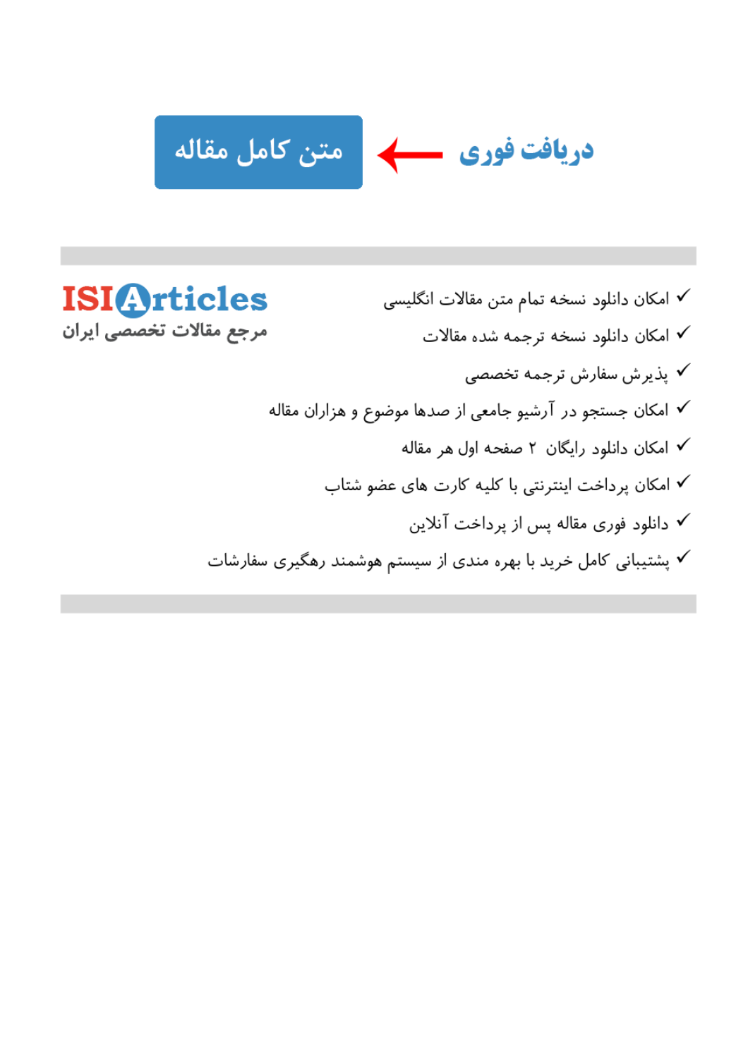دریافت فوری ← متن کامل مقاله

**ISIArticles**
مرجع مقالات تخصصی ایران

- ✓ امکان دانلود نسخه تمام متن مقالات انگلیسی
- ✓ امکان دانلود نسخه ترجمه شده مقالات
- ✓ پذیرش سفارش ترجمه تخصصی
- ✓ امکان جستجو در آرشیو جامعی از صدها موضوع و هزاران مقاله
- ✓ امکان دانلود رایگان ۲ صفحه اول هر مقاله
- ✓ امکان پرداخت اینترنتی با کلیه کارت های عضو شتاب
- ✓ دانلود فوری مقاله پس از پرداخت آنلاین
- ✓ پشتیبانی کامل خرید با بهره مندی از سیستم هوشمند رهگیری سفارشات